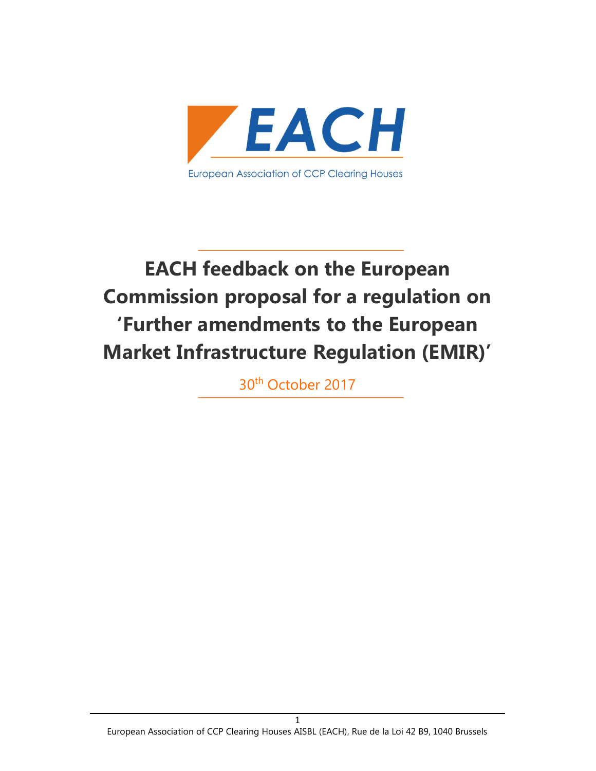EACH

European Association of CCP Clearing Houses

# EACH feedback on the European Commission proposal for a regulation on 'Further amendments to the European Market Infrastructure Regulation (EMIR)'

30th October 2017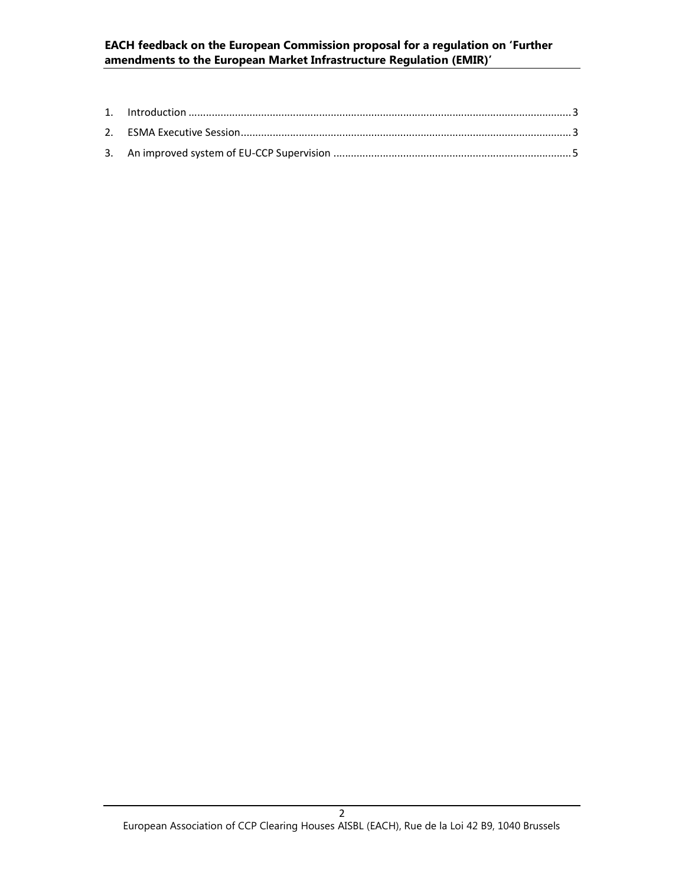1. Introduction .................................................................................................................................. 3
2. ESMA Executive Session................................................................................................................. 3
3. An improved system of EU-CCP Supervision ................................................................................ 5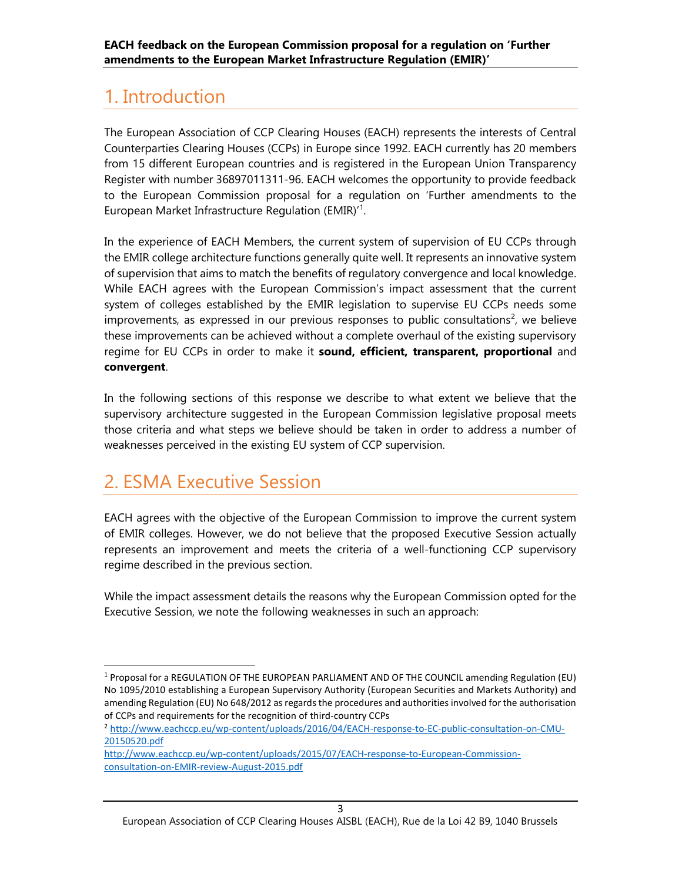# 1. Introduction

The European Association of CCP Clearing Houses (EACH) represents the interests of Central Counterparties Clearing Houses (CCPs) in Europe since 1992. EACH currently has 20 members from 15 different European countries and is registered in the European Union Transparency Register with number 36897011311-96. EACH welcomes the opportunity to provide feedback to the European Commission proposal for a regulation on 'Further amendments to the European Market Infrastructure Regulation (EMIR)'[1].

In the experience of EACH Members, the current system of supervision of EU CCPs through the EMIR college architecture functions generally quite well. It represents an innovative system of supervision that aims to match the benefits of regulatory convergence and local knowledge. While EACH agrees with the European Commission's impact assessment that the current system of colleges established by the EMIR legislation to supervise EU CCPs needs some improvements, as expressed in our previous responses to public consultations[2], we believe these improvements can be achieved without a complete overhaul of the existing supervisory regime for EU CCPs in order to make it **sound, efficient, transparent, proportional** and **convergent**.

In the following sections of this response we describe to what extent we believe that the supervisory architecture suggested in the European Commission legislative proposal meets those criteria and what steps we believe should be taken in order to address a number of weaknesses perceived in the existing EU system of CCP supervision.

# 2. ESMA Executive Session

EACH agrees with the objective of the European Commission to improve the current system of EMIR colleges. However, we do not believe that the proposed Executive Session actually represents an improvement and meets the criteria of a well-functioning CCP supervisory regime described in the previous section.

While the impact assessment details the reasons why the European Commission opted for the Executive Session, we note the following weaknesses in such an approach:

---

[1] Proposal for a REGULATION OF THE EUROPEAN PARLIAMENT AND OF THE COUNCIL amending Regulation (EU) No 1095/2010 establishing a European Supervisory Authority (European Securities and Markets Authority) and amending Regulation (EU) No 648/2012 as regards the procedures and authorities involved for the authorisation of CCPs and requirements for the recognition of third-country CCPs

[2] http://www.eachccp.eu/wp-content/uploads/2016/04/EACH-response-to-EC-public-consultation-on-CMU-20150520.pdf
http://www.eachccp.eu/wp-content/uploads/2015/07/EACH-response-to-European-Commission-consultation-on-EMIR-review-August-2015.pdf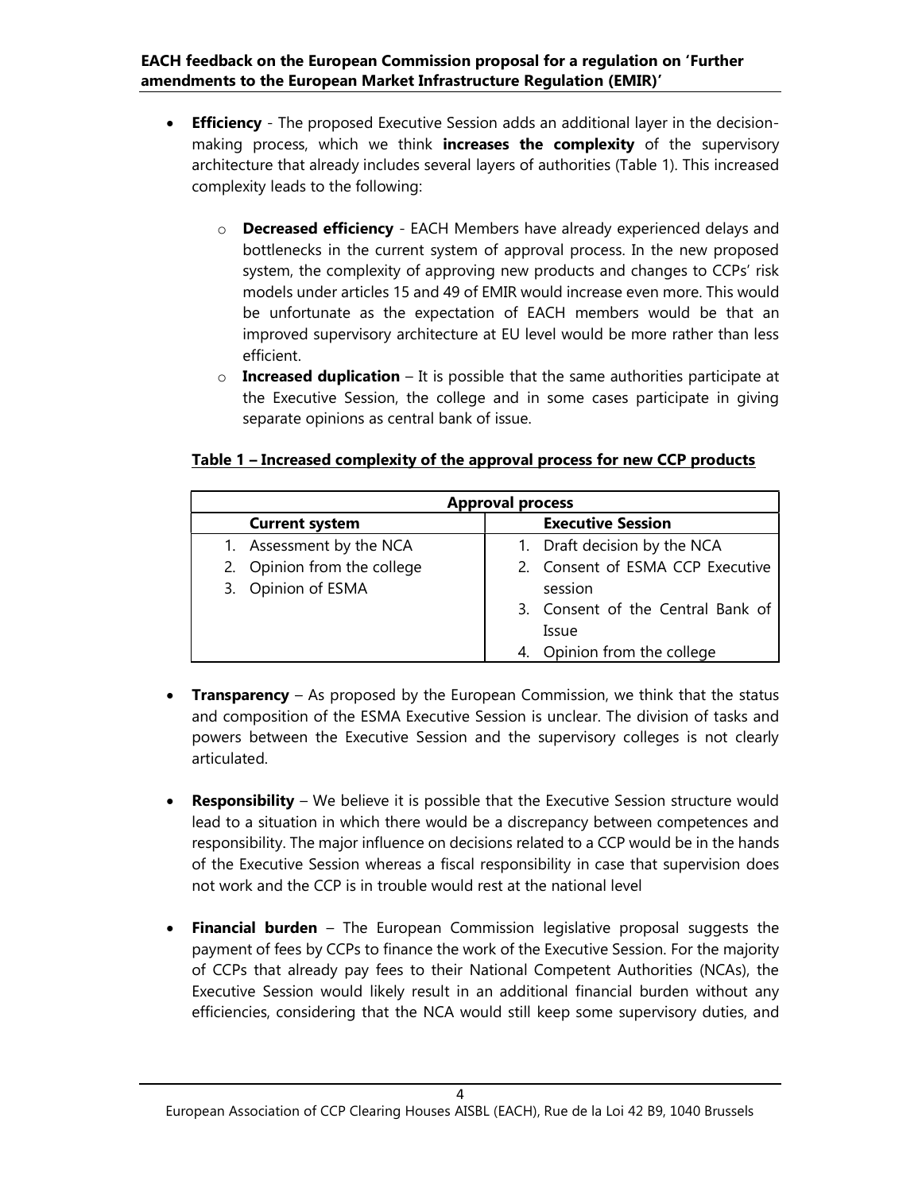- **Efficiency** - The proposed Executive Session adds an additional layer in the decision-making process, which we think **increases the complexity** of the supervisory architecture that already includes several layers of authorities (Table 1). This increased complexity leads to the following:
  - **Decreased efficiency** - EACH Members have already experienced delays and bottlenecks in the current system of approval process. In the new proposed system, the complexity of approving new products and changes to CCPs' risk models under articles 15 and 49 of EMIR would increase even more. This would be unfortunate as the expectation of EACH members would be that an improved supervisory architecture at EU level would be more rather than less efficient.
  - **Increased duplication** – It is possible that the same authorities participate at the Executive Session, the college and in some cases participate in giving separate opinions as central bank of issue.

**Table 1 – Increased complexity of the approval process for new CCP products**

| Approval process | |
|---|---|
| **Current system** | **Executive Session** |
| 1. Assessment by the NCA | 1. Draft decision by the NCA |
| 2. Opinion from the college | 2. Consent of ESMA CCP Executive session |
| 3. Opinion of ESMA | 3. Consent of the Central Bank of Issue |
| | 4. Opinion from the college |

- **Transparency** – As proposed by the European Commission, we think that the status and composition of the ESMA Executive Session is unclear. The division of tasks and powers between the Executive Session and the supervisory colleges is not clearly articulated.

- **Responsibility** – We believe it is possible that the Executive Session structure would lead to a situation in which there would be a discrepancy between competences and responsibility. The major influence on decisions related to a CCP would be in the hands of the Executive Session whereas a fiscal responsibility in case that supervision does not work and the CCP is in trouble would rest at the national level

- **Financial burden** – The European Commission legislative proposal suggests the payment of fees by CCPs to finance the work of the Executive Session. For the majority of CCPs that already pay fees to their National Competent Authorities (NCAs), the Executive Session would likely result in an additional financial burden without any efficiencies, considering that the NCA would still keep some supervisory duties, and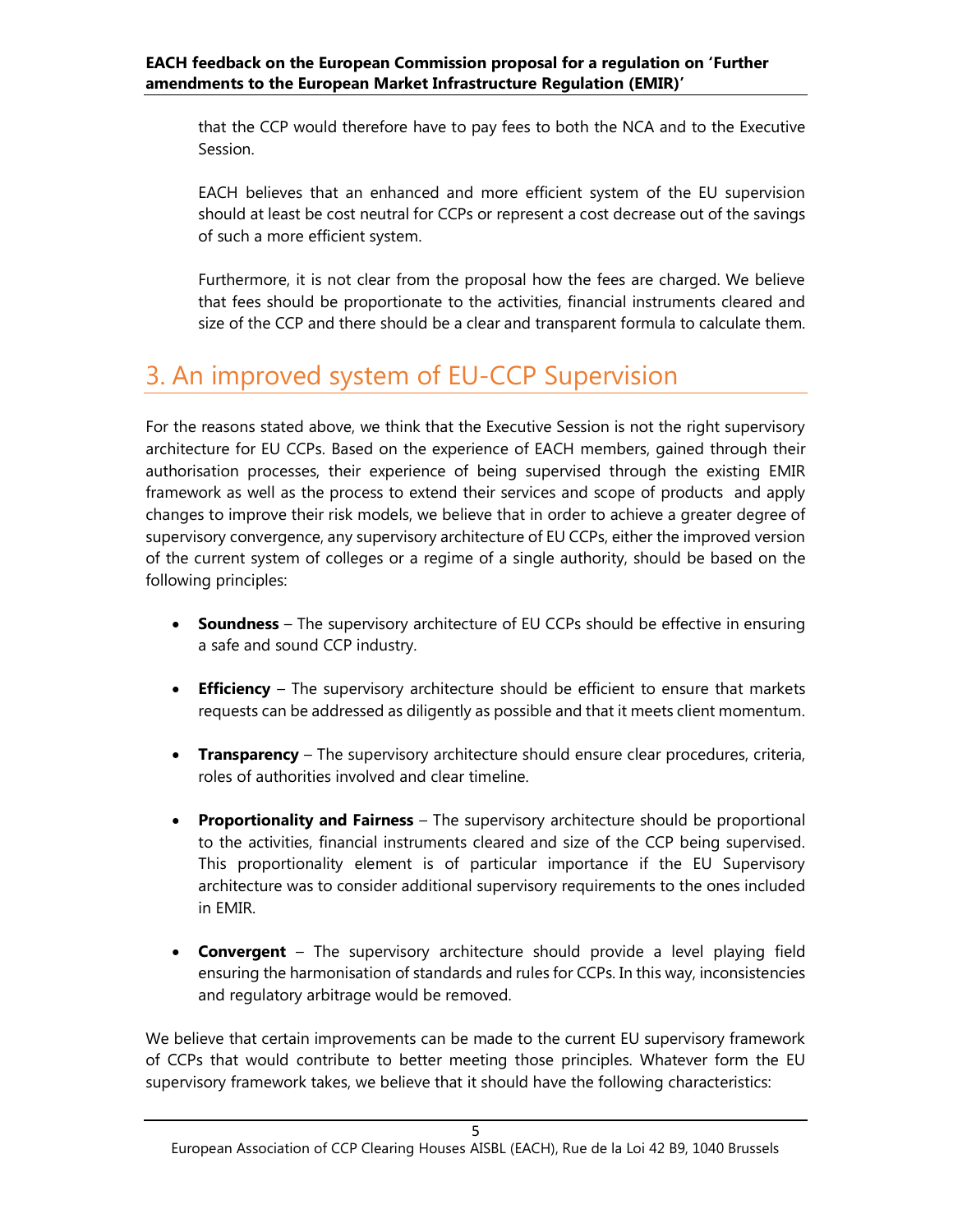that the CCP would therefore have to pay fees to both the NCA and to the Executive Session.

EACH believes that an enhanced and more efficient system of the EU supervision should at least be cost neutral for CCPs or represent a cost decrease out of the savings of such a more efficient system.

Furthermore, it is not clear from the proposal how the fees are charged. We believe that fees should be proportionate to the activities, financial instruments cleared and size of the CCP and there should be a clear and transparent formula to calculate them.

## 3. An improved system of EU-CCP Supervision

For the reasons stated above, we think that the Executive Session is not the right supervisory architecture for EU CCPs. Based on the experience of EACH members, gained through their authorisation processes, their experience of being supervised through the existing EMIR framework as well as the process to extend their services and scope of products and apply changes to improve their risk models, we believe that in order to achieve a greater degree of supervisory convergence, any supervisory architecture of EU CCPs, either the improved version of the current system of colleges or a regime of a single authority, should be based on the following principles:

- **Soundness** – The supervisory architecture of EU CCPs should be effective in ensuring a safe and sound CCP industry.
- **Efficiency** – The supervisory architecture should be efficient to ensure that markets requests can be addressed as diligently as possible and that it meets client momentum.
- **Transparency** – The supervisory architecture should ensure clear procedures, criteria, roles of authorities involved and clear timeline.
- **Proportionality and Fairness** – The supervisory architecture should be proportional to the activities, financial instruments cleared and size of the CCP being supervised. This proportionality element is of particular importance if the EU Supervisory architecture was to consider additional supervisory requirements to the ones included in EMIR.
- **Convergent** – The supervisory architecture should provide a level playing field ensuring the harmonisation of standards and rules for CCPs. In this way, inconsistencies and regulatory arbitrage would be removed.

We believe that certain improvements can be made to the current EU supervisory framework of CCPs that would contribute to better meeting those principles. Whatever form the EU supervisory framework takes, we believe that it should have the following characteristics: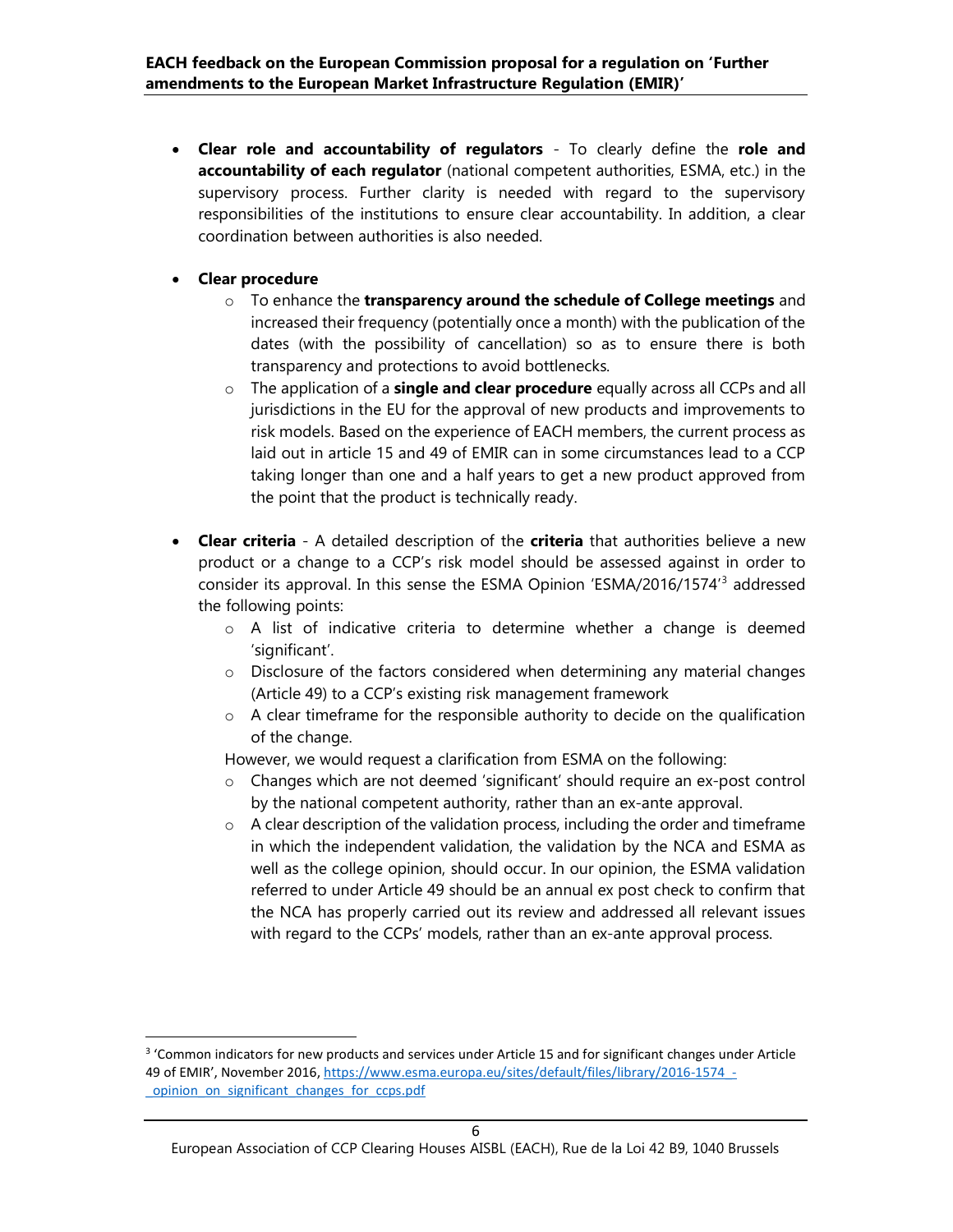- **Clear role and accountability of regulators** - To clearly define the **role and accountability of each regulator** (national competent authorities, ESMA, etc.) in the supervisory process. Further clarity is needed with regard to the supervisory responsibilities of the institutions to ensure clear accountability. In addition, a clear coordination between authorities is also needed.

- **Clear procedure**
  - To enhance the **transparency around the schedule of College meetings** and increased their frequency (potentially once a month) with the publication of the dates (with the possibility of cancellation) so as to ensure there is both transparency and protections to avoid bottlenecks.
  - The application of a **single and clear procedure** equally across all CCPs and all jurisdictions in the EU for the approval of new products and improvements to risk models. Based on the experience of EACH members, the current process as laid out in article 15 and 49 of EMIR can in some circumstances lead to a CCP taking longer than one and a half years to get a new product approved from the point that the product is technically ready.

- **Clear criteria** - A detailed description of the **criteria** that authorities believe a new product or a change to a CCP's risk model should be assessed against in order to consider its approval. In this sense the ESMA Opinion 'ESMA/2016/1574'[3] addressed the following points:
  - A list of indicative criteria to determine whether a change is deemed 'significant'.
  - Disclosure of the factors considered when determining any material changes (Article 49) to a CCP's existing risk management framework
  - A clear timeframe for the responsible authority to decide on the qualification of the change.

  However, we would request a clarification from ESMA on the following:
  - Changes which are not deemed 'significant' should require an ex-post control by the national competent authority, rather than an ex-ante approval.
  - A clear description of the validation process, including the order and timeframe in which the independent validation, the validation by the NCA and ESMA as well as the college opinion, should occur. In our opinion, the ESMA validation referred to under Article 49 should be an annual ex post check to confirm that the NCA has properly carried out its review and addressed all relevant issues with regard to the CCPs' models, rather than an ex-ante approval process.

---

[3] 'Common indicators for new products and services under Article 15 and for significant changes under Article 49 of EMIR', November 2016, https://www.esma.europa.eu/sites/default/files/library/2016-1574_-_opinion_on_significant_changes_for_ccps.pdf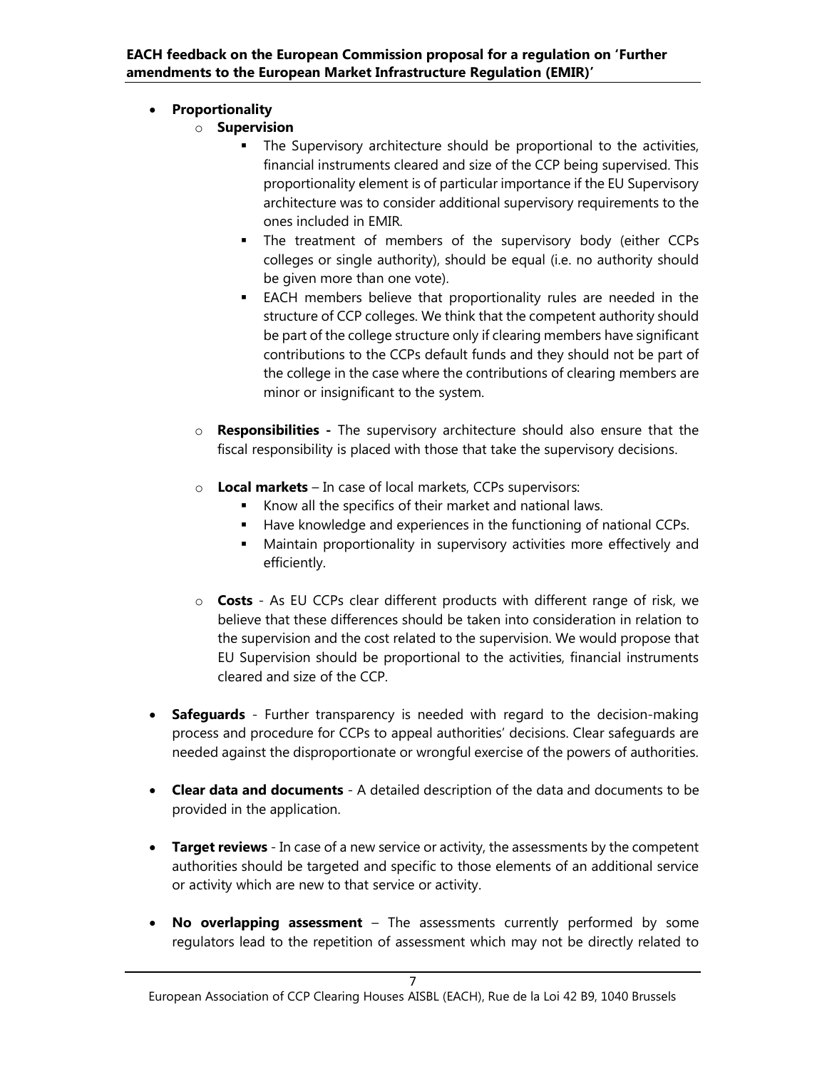- **Proportionality**
  - **Supervision**
    - The Supervisory architecture should be proportional to the activities, financial instruments cleared and size of the CCP being supervised. This proportionality element is of particular importance if the EU Supervisory architecture was to consider additional supervisory requirements to the ones included in EMIR.
    - The treatment of members of the supervisory body (either CCPs colleges or single authority), should be equal (i.e. no authority should be given more than one vote).
    - EACH members believe that proportionality rules are needed in the structure of CCP colleges. We think that the competent authority should be part of the college structure only if clearing members have significant contributions to the CCPs default funds and they should not be part of the college in the case where the contributions of clearing members are minor or insignificant to the system.
  - **Responsibilities -** The supervisory architecture should also ensure that the fiscal responsibility is placed with those that take the supervisory decisions.
  - **Local markets** – In case of local markets, CCPs supervisors:
    - Know all the specifics of their market and national laws.
    - Have knowledge and experiences in the functioning of national CCPs.
    - Maintain proportionality in supervisory activities more effectively and efficiently.
  - **Costs** - As EU CCPs clear different products with different range of risk, we believe that these differences should be taken into consideration in relation to the supervision and the cost related to the supervision. We would propose that EU Supervision should be proportional to the activities, financial instruments cleared and size of the CCP.
- **Safeguards** - Further transparency is needed with regard to the decision-making process and procedure for CCPs to appeal authorities' decisions. Clear safeguards are needed against the disproportionate or wrongful exercise of the powers of authorities.
- **Clear data and documents** - A detailed description of the data and documents to be provided in the application.
- **Target reviews** - In case of a new service or activity, the assessments by the competent authorities should be targeted and specific to those elements of an additional service or activity which are new to that service or activity.
- **No overlapping assessment** – The assessments currently performed by some regulators lead to the repetition of assessment which may not be directly related to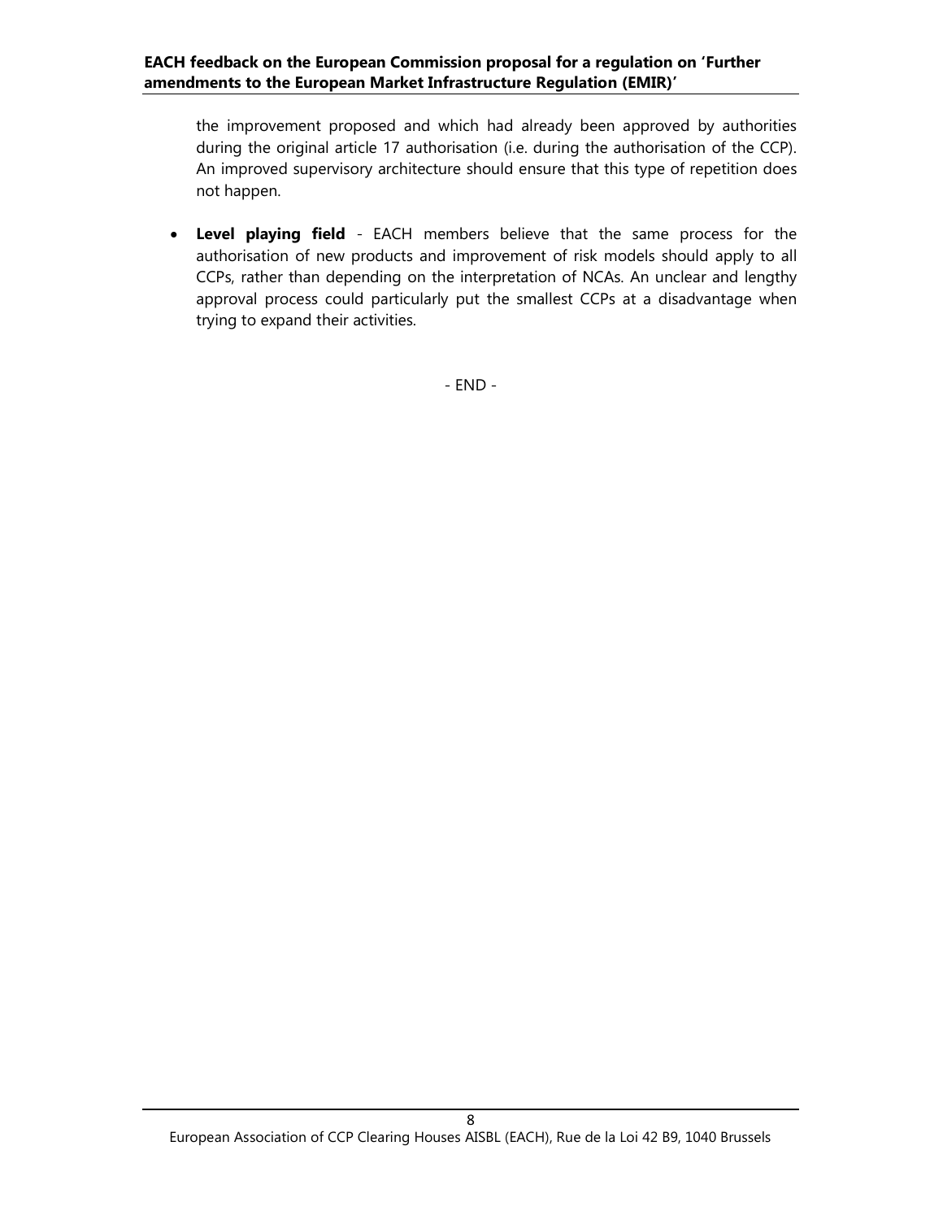the improvement proposed and which had already been approved by authorities during the original article 17 authorisation (i.e. during the authorisation of the CCP). An improved supervisory architecture should ensure that this type of repetition does not happen.

- **Level playing field** - EACH members believe that the same process for the authorisation of new products and improvement of risk models should apply to all CCPs, rather than depending on the interpretation of NCAs. An unclear and lengthy approval process could particularly put the smallest CCPs at a disadvantage when trying to expand their activities.

- END -